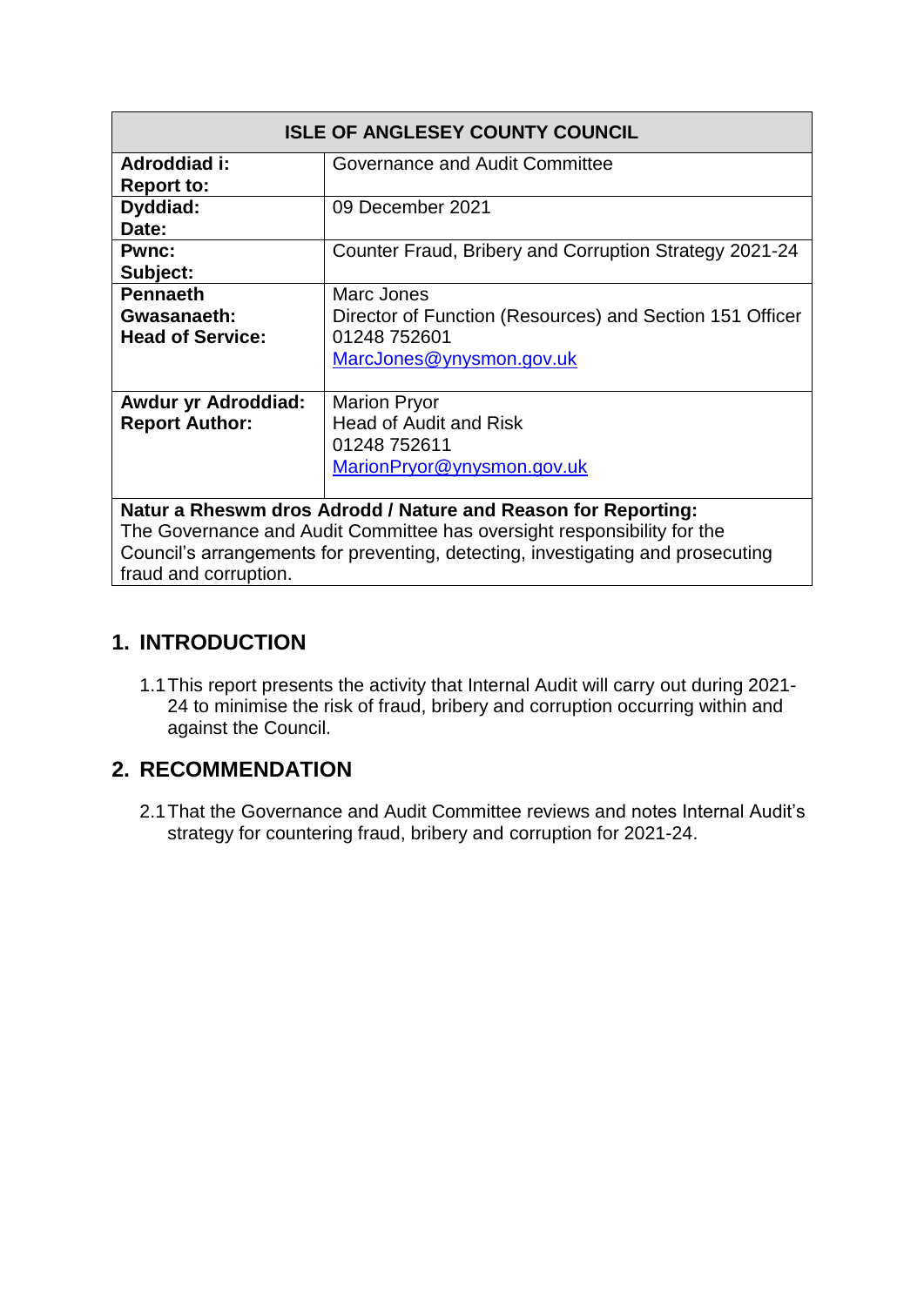| ISLE OF ANGLESEY COUNTY COUNCIL | |
|---|---|
| **Adroddiad i:**<br>**Report to:** | Governance and Audit Committee |
| **Dyddiad:**<br>**Date:** | 09 December 2021 |
| **Pwnc:**<br>**Subject:** | Counter Fraud, Bribery and Corruption Strategy 2021-24 |
| **Pennaeth Gwasanaeth:**<br>**Head of Service:** | Marc Jones<br>Director of Function (Resources) and Section 151 Officer<br>01248 752601<br>MarcJones@ynysmon.gov.uk |
| **Awdur yr Adroddiad:**<br>**Report Author:** | Marion Pryor<br>Head of Audit and Risk<br>01248 752611<br>MarionPryor@ynysmon.gov.uk |
| **Natur a Rheswm dros Adrodd / Nature and Reason for Reporting:**<br>The Governance and Audit Committee has oversight responsibility for the Council's arrangements for preventing, detecting, investigating and prosecuting fraud and corruption. | |

## 1. INTRODUCTION

1.1 This report presents the activity that Internal Audit will carry out during 2021-24 to minimise the risk of fraud, bribery and corruption occurring within and against the Council.

## 2. RECOMMENDATION

2.1 That the Governance and Audit Committee reviews and notes Internal Audit's strategy for countering fraud, bribery and corruption for 2021-24.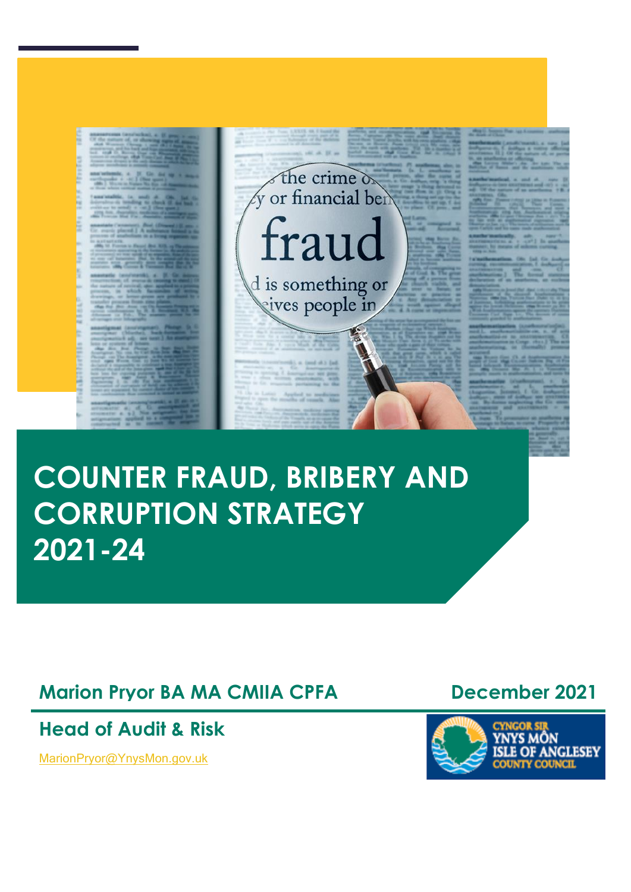# COUNTER FRAUD, BRIBERY AND CORRUPTION STRATEGY 2021-24

**Marion Pryor BA MA CMIIA CPFA**

**December 2021**

**Head of Audit & Risk**

MarionPryor@YnysMon.gov.uk

CYNGOR SIR YNYS MÔN ISLE OF ANGLESEY COUNTY COUNCIL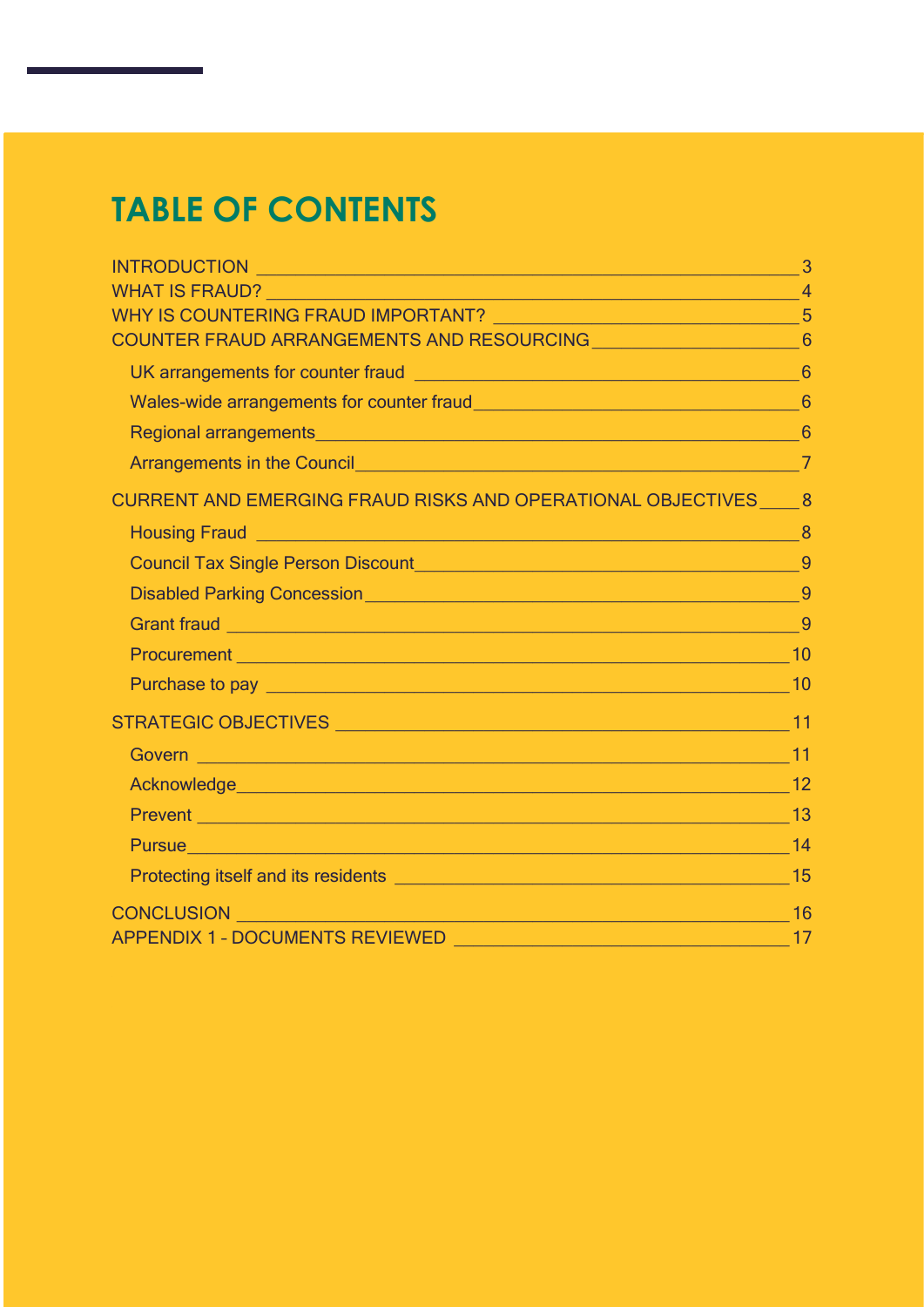# TABLE OF CONTENTS

INTRODUCTION ____ 3
WHAT IS FRAUD? ____ 4
WHY IS COUNTERING FRAUD IMPORTANT? ____ 5
COUNTER FRAUD ARRANGEMENTS AND RESOURCING ____ 6

- UK arrangements for counter fraud ____ 6
- Wales-wide arrangements for counter fraud ____ 6
- Regional arrangements ____ 6
- Arrangements in the Council ____ 7

CURRENT AND EMERGING FRAUD RISKS AND OPERATIONAL OBJECTIVES ____ 8

- Housing Fraud ____ 8
- Council Tax Single Person Discount ____ 9
- Disabled Parking Concession ____ 9
- Grant fraud ____ 9
- Procurement ____ 10
- Purchase to pay ____ 10

STRATEGIC OBJECTIVES ____ 11

- Govern ____ 11
- Acknowledge ____ 12
- Prevent ____ 13
- Pursue ____ 14
- Protecting itself and its residents ____ 15

CONCLUSION ____ 16
APPENDIX 1 – DOCUMENTS REVIEWED ____ 17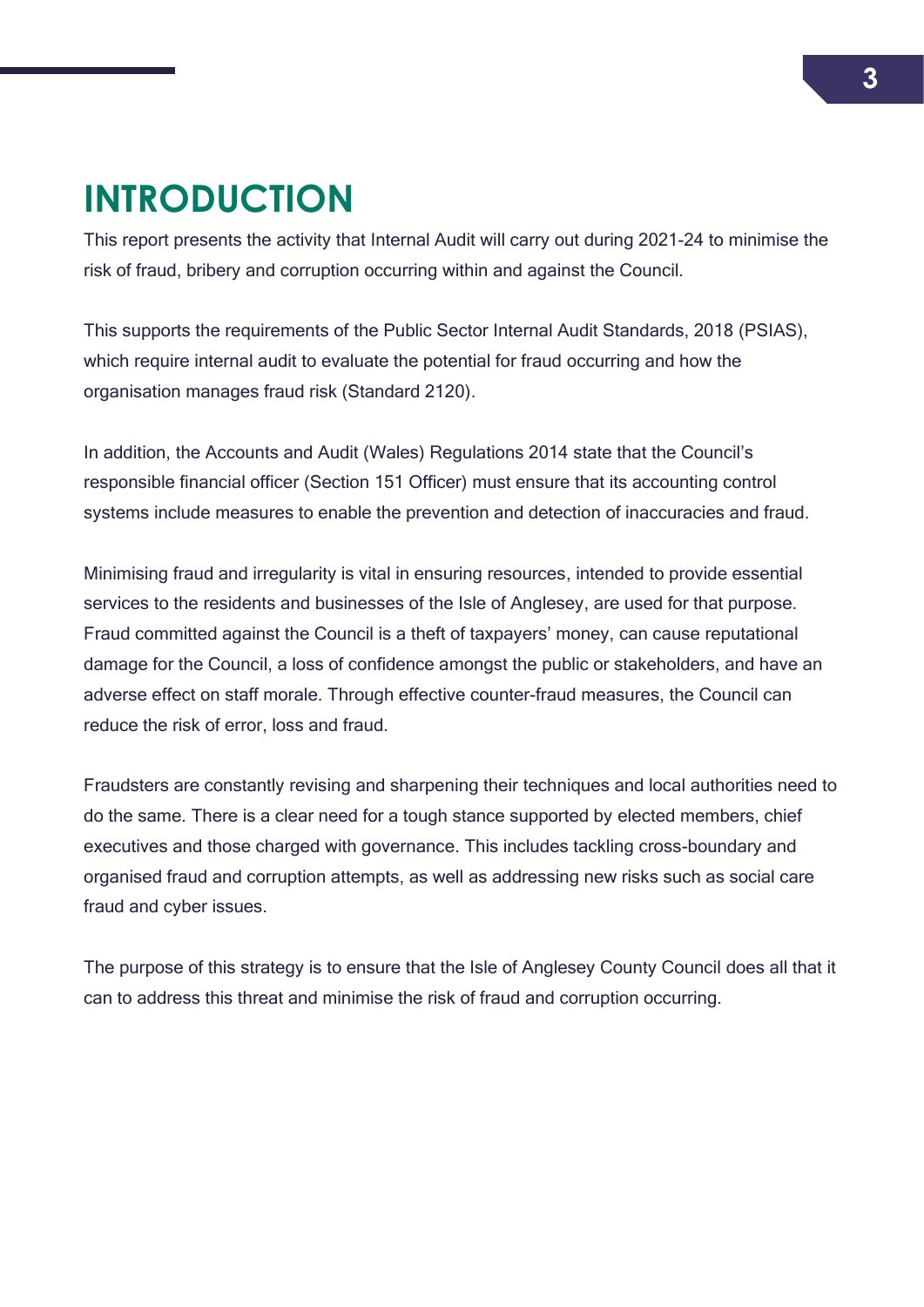# INTRODUCTION

This report presents the activity that Internal Audit will carry out during 2021-24 to minimise the risk of fraud, bribery and corruption occurring within and against the Council.

This supports the requirements of the Public Sector Internal Audit Standards, 2018 (PSIAS), which require internal audit to evaluate the potential for fraud occurring and how the organisation manages fraud risk (Standard 2120).

In addition, the Accounts and Audit (Wales) Regulations 2014 state that the Council's responsible financial officer (Section 151 Officer) must ensure that its accounting control systems include measures to enable the prevention and detection of inaccuracies and fraud.

Minimising fraud and irregularity is vital in ensuring resources, intended to provide essential services to the residents and businesses of the Isle of Anglesey, are used for that purpose. Fraud committed against the Council is a theft of taxpayers' money, can cause reputational damage for the Council, a loss of confidence amongst the public or stakeholders, and have an adverse effect on staff morale. Through effective counter-fraud measures, the Council can reduce the risk of error, loss and fraud.

Fraudsters are constantly revising and sharpening their techniques and local authorities need to do the same. There is a clear need for a tough stance supported by elected members, chief executives and those charged with governance. This includes tackling cross-boundary and organised fraud and corruption attempts, as well as addressing new risks such as social care fraud and cyber issues.

The purpose of this strategy is to ensure that the Isle of Anglesey County Council does all that it can to address this threat and minimise the risk of fraud and corruption occurring.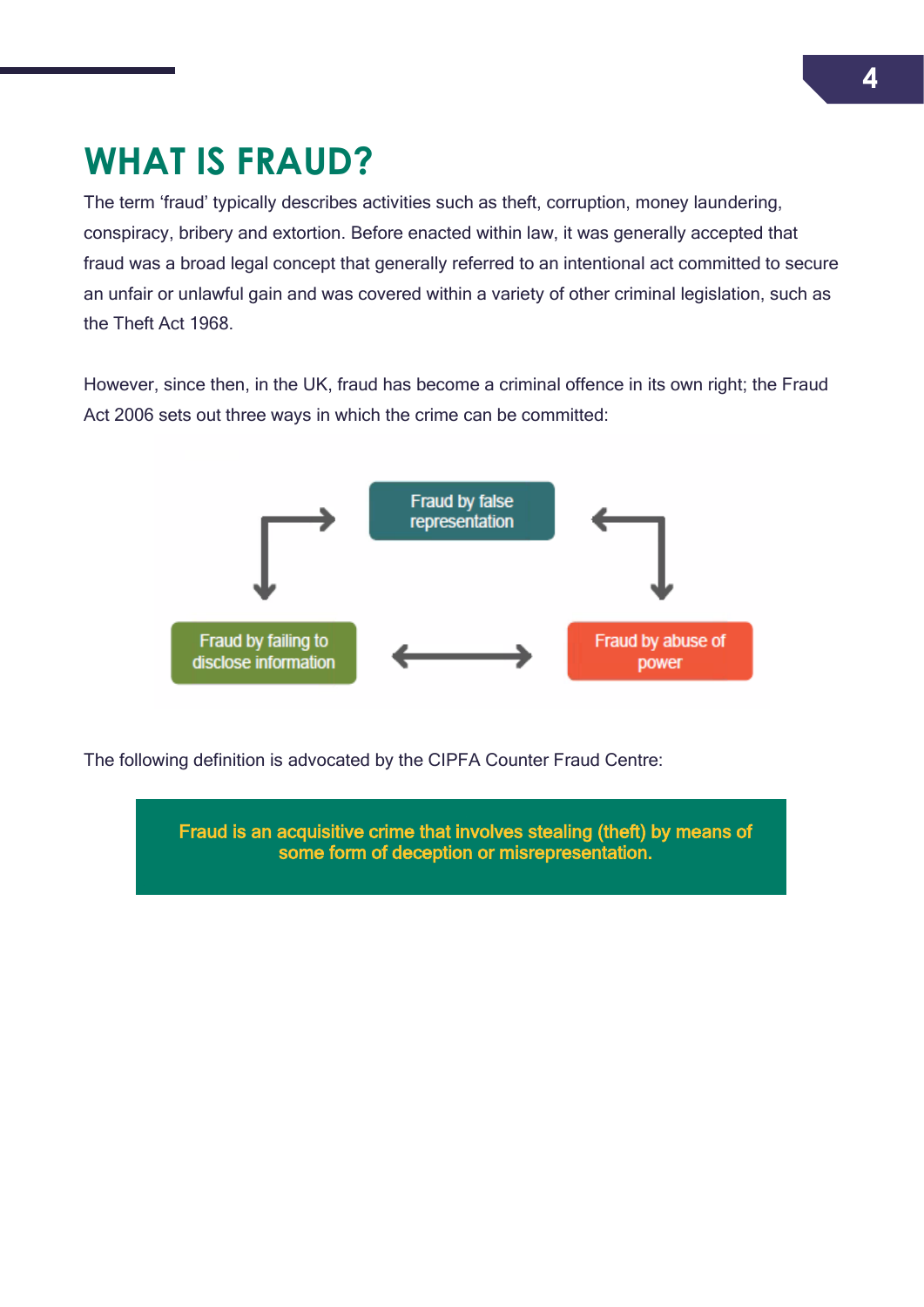# WHAT IS FRAUD?

The term 'fraud' typically describes activities such as theft, corruption, money laundering, conspiracy, bribery and extortion. Before enacted within law, it was generally accepted that fraud was a broad legal concept that generally referred to an intentional act committed to secure an unfair or unlawful gain and was covered within a variety of other criminal legislation, such as the Theft Act 1968.

However, since then, in the UK, fraud has become a criminal offence in its own right; the Fraud Act 2006 sets out three ways in which the crime can be committed:

Fraud by false representation

Fraud by failing to disclose information

Fraud by abuse of power

The following definition is advocated by the CIPFA Counter Fraud Centre:

**Fraud is an acquisitive crime that involves stealing (theft) by means of some form of deception or misrepresentation.**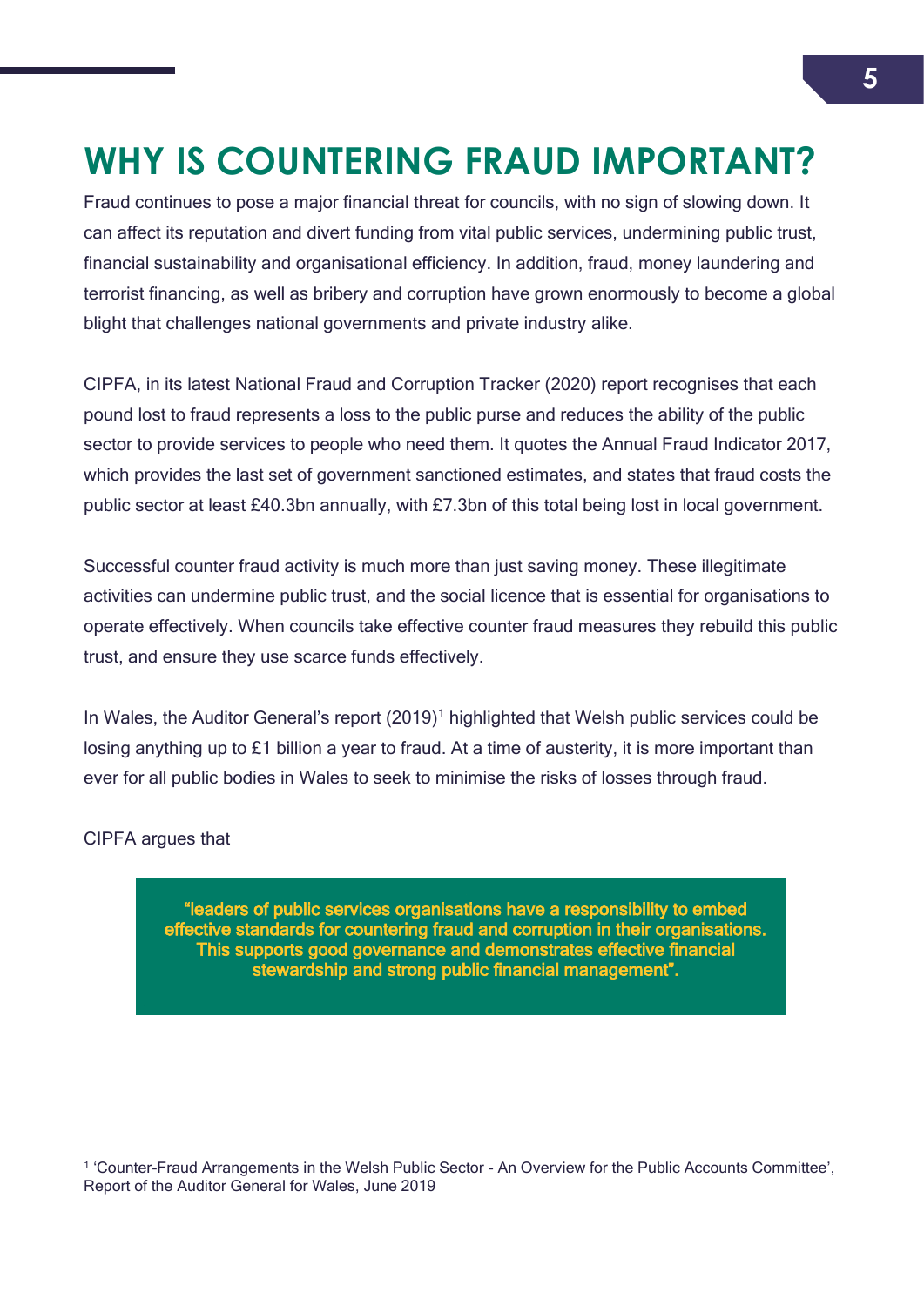# WHY IS COUNTERING FRAUD IMPORTANT?

Fraud continues to pose a major financial threat for councils, with no sign of slowing down. It can affect its reputation and divert funding from vital public services, undermining public trust, financial sustainability and organisational efficiency. In addition, fraud, money laundering and terrorist financing, as well as bribery and corruption have grown enormously to become a global blight that challenges national governments and private industry alike.

CIPFA, in its latest National Fraud and Corruption Tracker (2020) report recognises that each pound lost to fraud represents a loss to the public purse and reduces the ability of the public sector to provide services to people who need them. It quotes the Annual Fraud Indicator 2017, which provides the last set of government sanctioned estimates, and states that fraud costs the public sector at least £40.3bn annually, with £7.3bn of this total being lost in local government.

Successful counter fraud activity is much more than just saving money. These illegitimate activities can undermine public trust, and the social licence that is essential for organisations to operate effectively. When councils take effective counter fraud measures they rebuild this public trust, and ensure they use scarce funds effectively.

In Wales, the Auditor General's report (2019)[1] highlighted that Welsh public services could be losing anything up to £1 billion a year to fraud. At a time of austerity, it is more important than ever for all public bodies in Wales to seek to minimise the risks of losses through fraud.

CIPFA argues that

> **"leaders of public services organisations have a responsibility to embed effective standards for countering fraud and corruption in their organisations. This supports good governance and demonstrates effective financial stewardship and strong public financial management".**

[1] 'Counter-Fraud Arrangements in the Welsh Public Sector - An Overview for the Public Accounts Committee', Report of the Auditor General for Wales, June 2019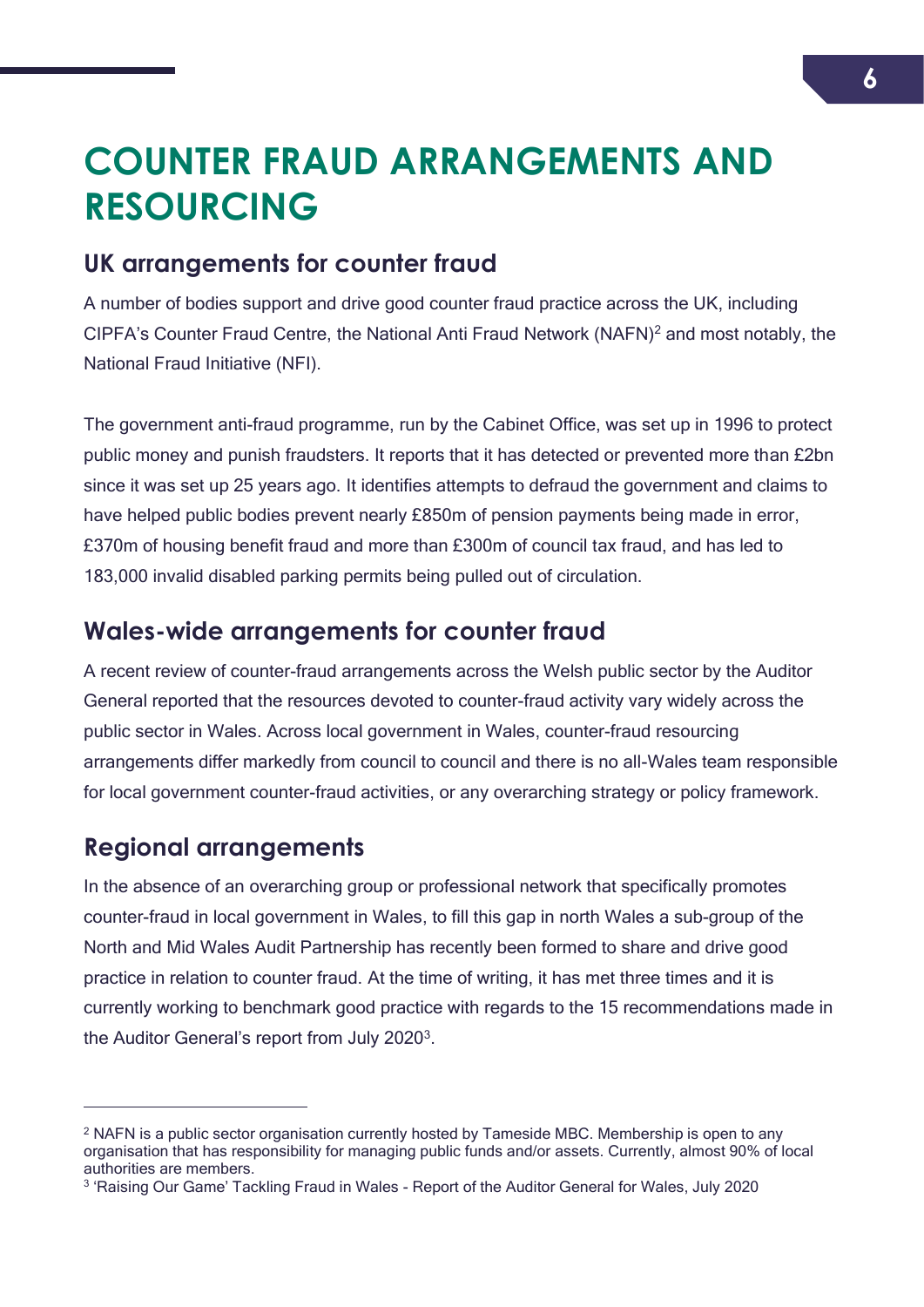# COUNTER FRAUD ARRANGEMENTS AND RESOURCING

## UK arrangements for counter fraud

A number of bodies support and drive good counter fraud practice across the UK, including CIPFA's Counter Fraud Centre, the National Anti Fraud Network (NAFN)[2] and most notably, the National Fraud Initiative (NFI).

The government anti-fraud programme, run by the Cabinet Office, was set up in 1996 to protect public money and punish fraudsters. It reports that it has detected or prevented more than £2bn since it was set up 25 years ago. It identifies attempts to defraud the government and claims to have helped public bodies prevent nearly £850m of pension payments being made in error, £370m of housing benefit fraud and more than £300m of council tax fraud, and has led to 183,000 invalid disabled parking permits being pulled out of circulation.

## Wales-wide arrangements for counter fraud

A recent review of counter-fraud arrangements across the Welsh public sector by the Auditor General reported that the resources devoted to counter-fraud activity vary widely across the public sector in Wales. Across local government in Wales, counter-fraud resourcing arrangements differ markedly from council to council and there is no all-Wales team responsible for local government counter-fraud activities, or any overarching strategy or policy framework.

## Regional arrangements

In the absence of an overarching group or professional network that specifically promotes counter-fraud in local government in Wales, to fill this gap in north Wales a sub-group of the North and Mid Wales Audit Partnership has recently been formed to share and drive good practice in relation to counter fraud. At the time of writing, it has met three times and it is currently working to benchmark good practice with regards to the 15 recommendations made in the Auditor General's report from July 2020[3].

---

[2] NAFN is a public sector organisation currently hosted by Tameside MBC. Membership is open to any organisation that has responsibility for managing public funds and/or assets. Currently, almost 90% of local authorities are members.

[3] 'Raising Our Game' Tackling Fraud in Wales - Report of the Auditor General for Wales, July 2020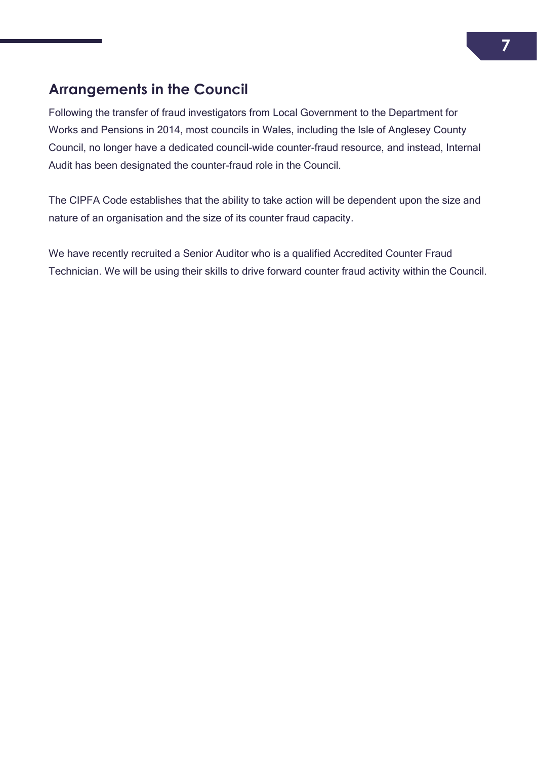## Arrangements in the Council

Following the transfer of fraud investigators from Local Government to the Department for Works and Pensions in 2014, most councils in Wales, including the Isle of Anglesey County Council, no longer have a dedicated council-wide counter-fraud resource, and instead, Internal Audit has been designated the counter-fraud role in the Council.

The CIPFA Code establishes that the ability to take action will be dependent upon the size and nature of an organisation and the size of its counter fraud capacity.

We have recently recruited a Senior Auditor who is a qualified Accredited Counter Fraud Technician. We will be using their skills to drive forward counter fraud activity within the Council.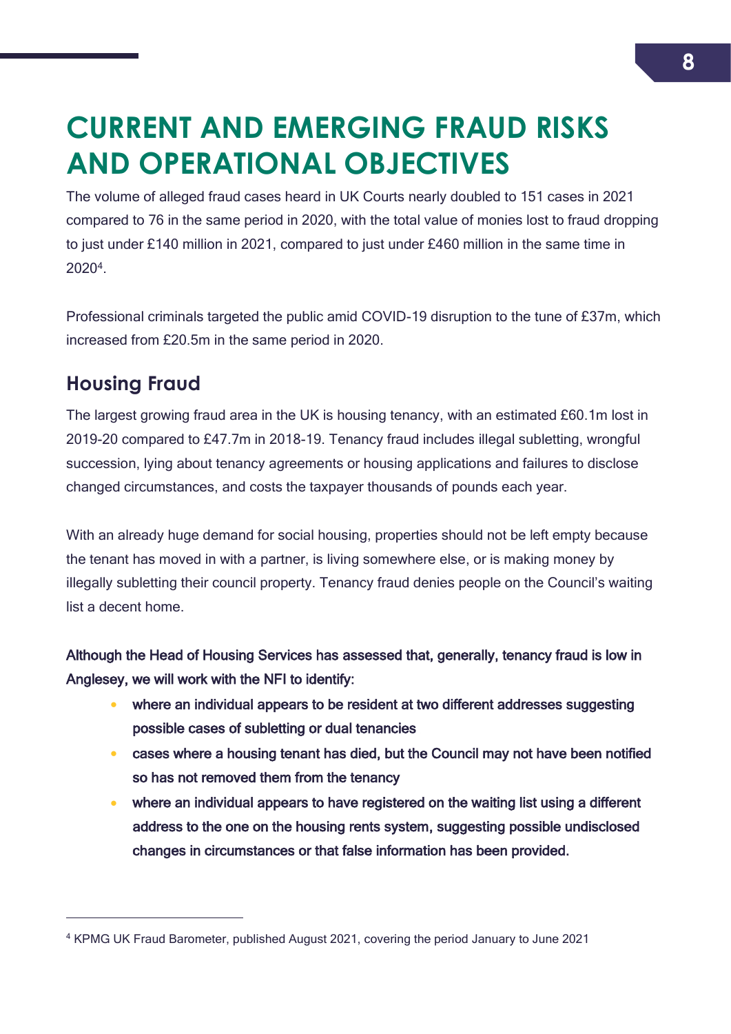# CURRENT AND EMERGING FRAUD RISKS AND OPERATIONAL OBJECTIVES

The volume of alleged fraud cases heard in UK Courts nearly doubled to 151 cases in 2021 compared to 76 in the same period in 2020, with the total value of monies lost to fraud dropping to just under £140 million in 2021, compared to just under £460 million in the same time in 2020[4].

Professional criminals targeted the public amid COVID-19 disruption to the tune of £37m, which increased from £20.5m in the same period in 2020.

## Housing Fraud

The largest growing fraud area in the UK is housing tenancy, with an estimated £60.1m lost in 2019-20 compared to £47.7m in 2018-19. Tenancy fraud includes illegal subletting, wrongful succession, lying about tenancy agreements or housing applications and failures to disclose changed circumstances, and costs the taxpayer thousands of pounds each year.

With an already huge demand for social housing, properties should not be left empty because the tenant has moved in with a partner, is living somewhere else, or is making money by illegally subletting their council property. Tenancy fraud denies people on the Council's waiting list a decent home.

**Although the Head of Housing Services has assessed that, generally, tenancy fraud is low in Anglesey, we will work with the NFI to identify:**

- **where an individual appears to be resident at two different addresses suggesting possible cases of subletting or dual tenancies**
- **cases where a housing tenant has died, but the Council may not have been notified so has not removed them from the tenancy**
- **where an individual appears to have registered on the waiting list using a different address to the one on the housing rents system, suggesting possible undisclosed changes in circumstances or that false information has been provided.**

---

[4] KPMG UK Fraud Barometer, published August 2021, covering the period January to June 2021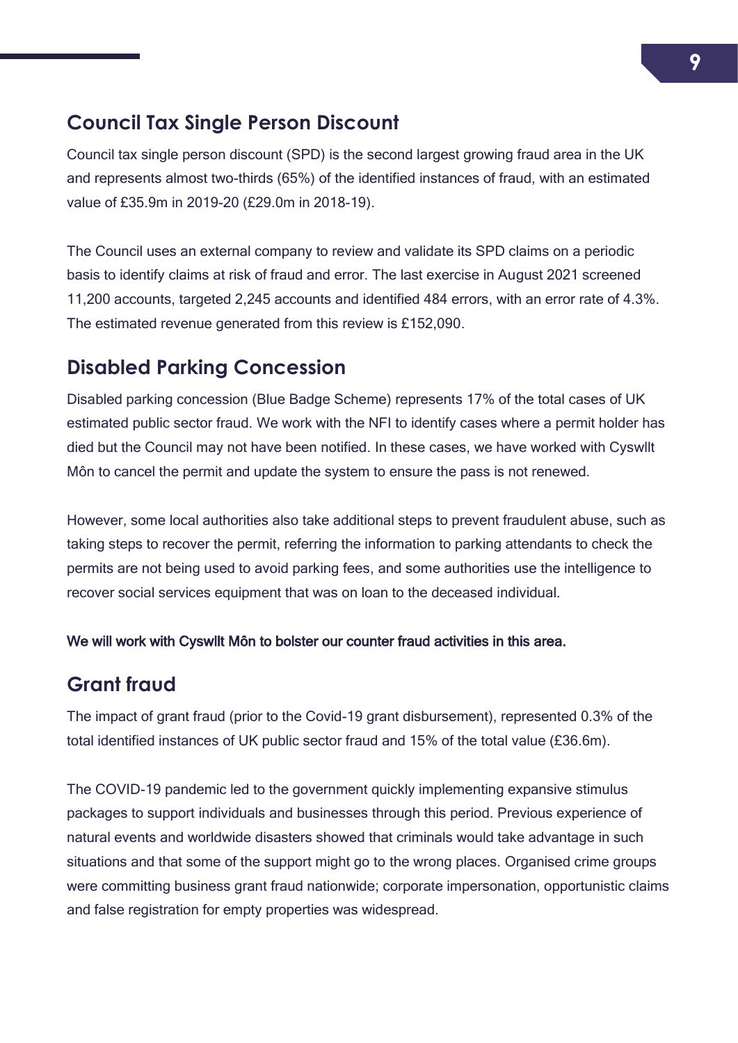## Council Tax Single Person Discount

Council tax single person discount (SPD) is the second largest growing fraud area in the UK and represents almost two-thirds (65%) of the identified instances of fraud, with an estimated value of £35.9m in 2019-20 (£29.0m in 2018-19).

The Council uses an external company to review and validate its SPD claims on a periodic basis to identify claims at risk of fraud and error. The last exercise in August 2021 screened 11,200 accounts, targeted 2,245 accounts and identified 484 errors, with an error rate of 4.3%. The estimated revenue generated from this review is £152,090.

## Disabled Parking Concession

Disabled parking concession (Blue Badge Scheme) represents 17% of the total cases of UK estimated public sector fraud. We work with the NFI to identify cases where a permit holder has died but the Council may not have been notified. In these cases, we have worked with Cyswllt Môn to cancel the permit and update the system to ensure the pass is not renewed.

However, some local authorities also take additional steps to prevent fraudulent abuse, such as taking steps to recover the permit, referring the information to parking attendants to check the permits are not being used to avoid parking fees, and some authorities use the intelligence to recover social services equipment that was on loan to the deceased individual.

**We will work with Cyswllt Môn to bolster our counter fraud activities in this area.**

## Grant fraud

The impact of grant fraud (prior to the Covid-19 grant disbursement), represented 0.3% of the total identified instances of UK public sector fraud and 15% of the total value (£36.6m).

The COVID-19 pandemic led to the government quickly implementing expansive stimulus packages to support individuals and businesses through this period. Previous experience of natural events and worldwide disasters showed that criminals would take advantage in such situations and that some of the support might go to the wrong places. Organised crime groups were committing business grant fraud nationwide; corporate impersonation, opportunistic claims and false registration for empty properties was widespread.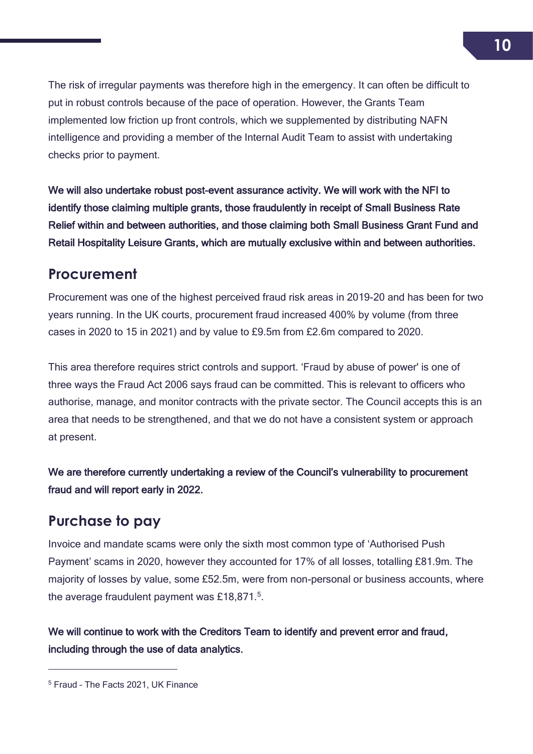The risk of irregular payments was therefore high in the emergency. It can often be difficult to put in robust controls because of the pace of operation. However, the Grants Team implemented low friction up front controls, which we supplemented by distributing NAFN intelligence and providing a member of the Internal Audit Team to assist with undertaking checks prior to payment.

**We will also undertake robust post-event assurance activity. We will work with the NFI to identify those claiming multiple grants, those fraudulently in receipt of Small Business Rate Relief within and between authorities, and those claiming both Small Business Grant Fund and Retail Hospitality Leisure Grants, which are mutually exclusive within and between authorities.**

## Procurement

Procurement was one of the highest perceived fraud risk areas in 2019-20 and has been for two years running. In the UK courts, procurement fraud increased 400% by volume (from three cases in 2020 to 15 in 2021) and by value to £9.5m from £2.6m compared to 2020.

This area therefore requires strict controls and support. 'Fraud by abuse of power' is one of three ways the Fraud Act 2006 says fraud can be committed. This is relevant to officers who authorise, manage, and monitor contracts with the private sector. The Council accepts this is an area that needs to be strengthened, and that we do not have a consistent system or approach at present.

**We are therefore currently undertaking a review of the Council's vulnerability to procurement fraud and will report early in 2022.**

## Purchase to pay

Invoice and mandate scams were only the sixth most common type of 'Authorised Push Payment' scams in 2020, however they accounted for 17% of all losses, totalling £81.9m. The majority of losses by value, some £52.5m, were from non-personal or business accounts, where the average fraudulent payment was £18,871.[5].

**We will continue to work with the Creditors Team to identify and prevent error and fraud, including through the use of data analytics.**

---

[5] Fraud – The Facts 2021, UK Finance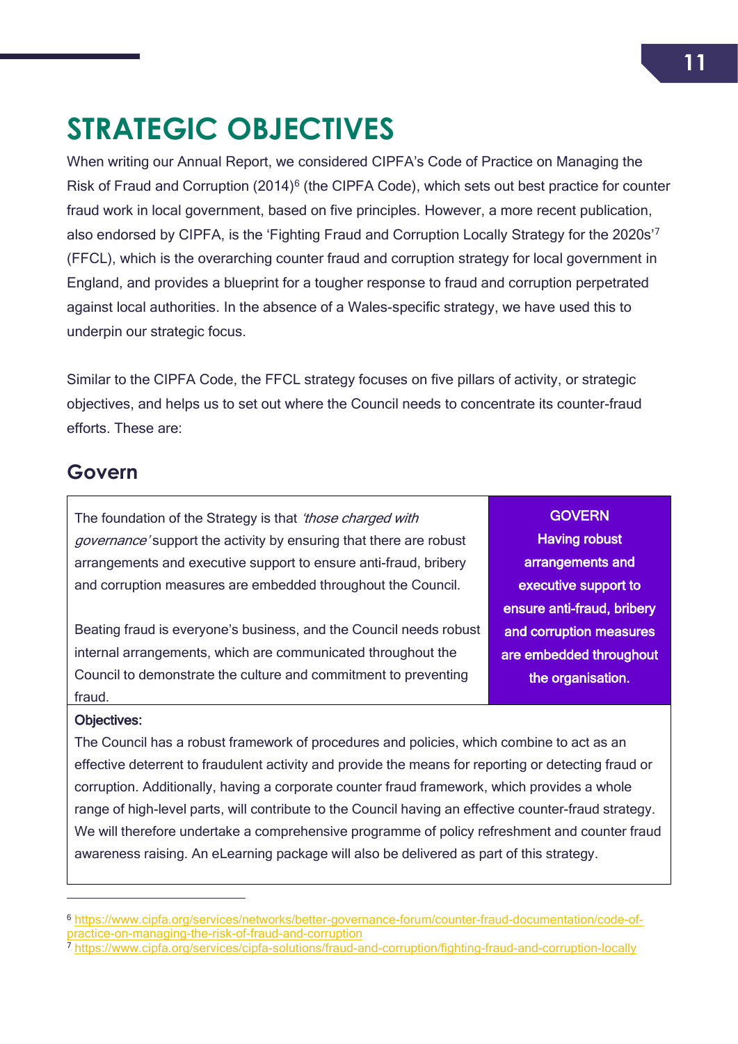# STRATEGIC OBJECTIVES

When writing our Annual Report, we considered CIPFA's Code of Practice on Managing the Risk of Fraud and Corruption (2014)[6] (the CIPFA Code), which sets out best practice for counter fraud work in local government, based on five principles. However, a more recent publication, also endorsed by CIPFA, is the 'Fighting Fraud and Corruption Locally Strategy for the 2020s'[7] (FFCL), which is the overarching counter fraud and corruption strategy for local government in England, and provides a blueprint for a tougher response to fraud and corruption perpetrated against local authorities. In the absence of a Wales-specific strategy, we have used this to underpin our strategic focus.

Similar to the CIPFA Code, the FFCL strategy focuses on five pillars of activity, or strategic objectives, and helps us to set out where the Council needs to concentrate its counter-fraud efforts. These are:

## Govern

| | |
|---|---|
| The foundation of the Strategy is that *'those charged with governance'* support the activity by ensuring that there are robust arrangements and executive support to ensure anti-fraud, bribery and corruption measures are embedded throughout the Council.<br><br>Beating fraud is everyone's business, and the Council needs robust internal arrangements, which are communicated throughout the Council to demonstrate the culture and commitment to preventing fraud. | **GOVERN**<br>**Having robust arrangements and executive support to ensure anti-fraud, bribery and corruption measures are embedded throughout the organisation.** |

**Objectives:**

The Council has a robust framework of procedures and policies, which combine to act as an effective deterrent to fraudulent activity and provide the means for reporting or detecting fraud or corruption. Additionally, having a corporate counter fraud framework, which provides a whole range of high-level parts, will contribute to the Council having an effective counter-fraud strategy. We will therefore undertake a comprehensive programme of policy refreshment and counter fraud awareness raising. An eLearning package will also be delivered as part of this strategy.

---

[6] https://www.cipfa.org/services/networks/better-governance-forum/counter-fraud-documentation/code-of-practice-on-managing-the-risk-of-fraud-and-corruption

[7] https://www.cipfa.org/services/cipfa-solutions/fraud-and-corruption/fighting-fraud-and-corruption-locally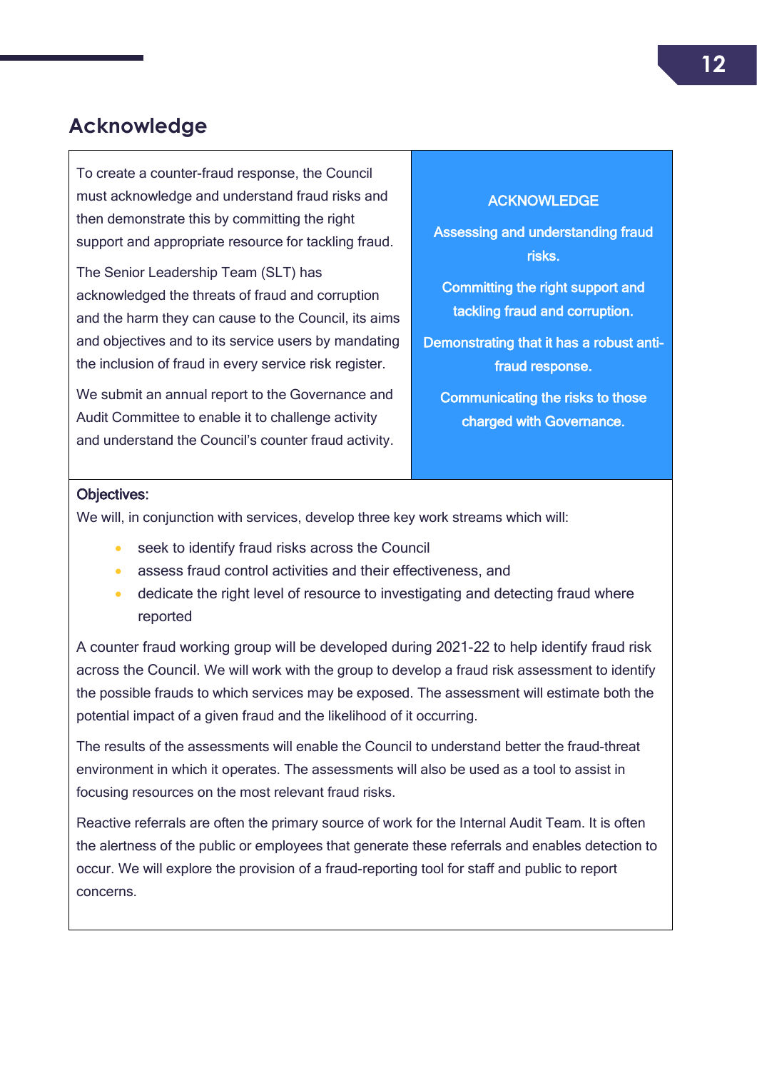## Acknowledge

To create a counter-fraud response, the Council must acknowledge and understand fraud risks and then demonstrate this by committing the right support and appropriate resource for tackling fraud.

The Senior Leadership Team (SLT) has acknowledged the threats of fraud and corruption and the harm they can cause to the Council, its aims and objectives and to its service users by mandating the inclusion of fraud in every service risk register.

We submit an annual report to the Governance and Audit Committee to enable it to challenge activity and understand the Council's counter fraud activity.

**ACKNOWLEDGE**

**Assessing and understanding fraud risks.**

**Committing the right support and tackling fraud and corruption.**

**Demonstrating that it has a robust anti-fraud response.**

**Communicating the risks to those charged with Governance.**

**Objectives:**

We will, in conjunction with services, develop three key work streams which will:

- seek to identify fraud risks across the Council
- assess fraud control activities and their effectiveness, and
- dedicate the right level of resource to investigating and detecting fraud where reported

A counter fraud working group will be developed during 2021-22 to help identify fraud risk across the Council. We will work with the group to develop a fraud risk assessment to identify the possible frauds to which services may be exposed. The assessment will estimate both the potential impact of a given fraud and the likelihood of it occurring.

The results of the assessments will enable the Council to understand better the fraud-threat environment in which it operates. The assessments will also be used as a tool to assist in focusing resources on the most relevant fraud risks.

Reactive referrals are often the primary source of work for the Internal Audit Team. It is often the alertness of the public or employees that generate these referrals and enables detection to occur. We will explore the provision of a fraud-reporting tool for staff and public to report concerns.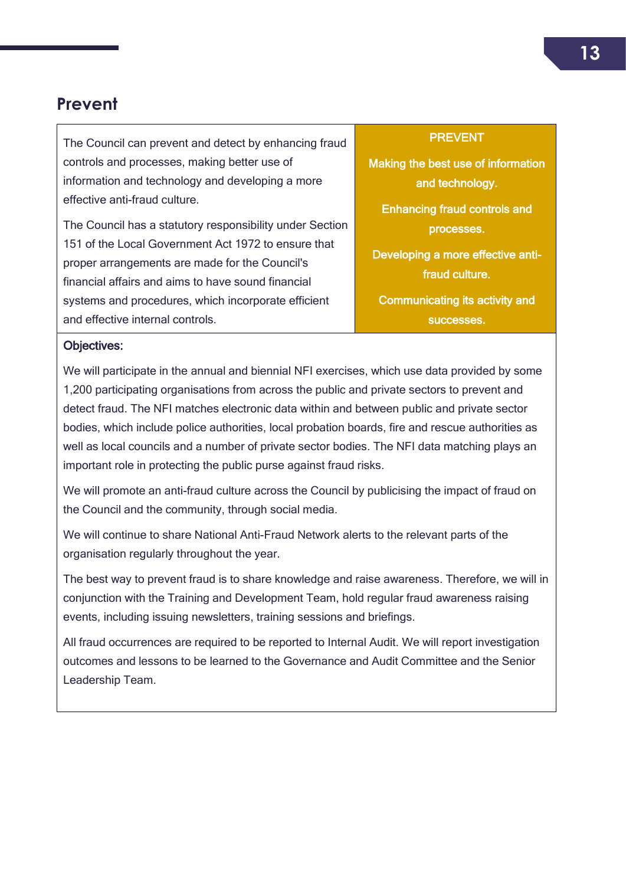## Prevent

| | PREVENT |
|---|---|
| The Council can prevent and detect by enhancing fraud controls and processes, making better use of information and technology and developing a more effective anti-fraud culture.<br><br>The Council has a statutory responsibility under Section 151 of the Local Government Act 1972 to ensure that proper arrangements are made for the Council's financial affairs and aims to have sound financial systems and procedures, which incorporate efficient and effective internal controls. | **Making the best use of information and technology.**<br><br>**Enhancing fraud controls and processes.**<br><br>**Developing a more effective anti-fraud culture.**<br><br>**Communicating its activity and successes.** |

**Objectives:**

We will participate in the annual and biennial NFI exercises, which use data provided by some 1,200 participating organisations from across the public and private sectors to prevent and detect fraud. The NFI matches electronic data within and between public and private sector bodies, which include police authorities, local probation boards, fire and rescue authorities as well as local councils and a number of private sector bodies. The NFI data matching plays an important role in protecting the public purse against fraud risks.

We will promote an anti-fraud culture across the Council by publicising the impact of fraud on the Council and the community, through social media.

We will continue to share National Anti-Fraud Network alerts to the relevant parts of the organisation regularly throughout the year.

The best way to prevent fraud is to share knowledge and raise awareness. Therefore, we will in conjunction with the Training and Development Team, hold regular fraud awareness raising events, including issuing newsletters, training sessions and briefings.

All fraud occurrences are required to be reported to Internal Audit. We will report investigation outcomes and lessons to be learned to the Governance and Audit Committee and the Senior Leadership Team.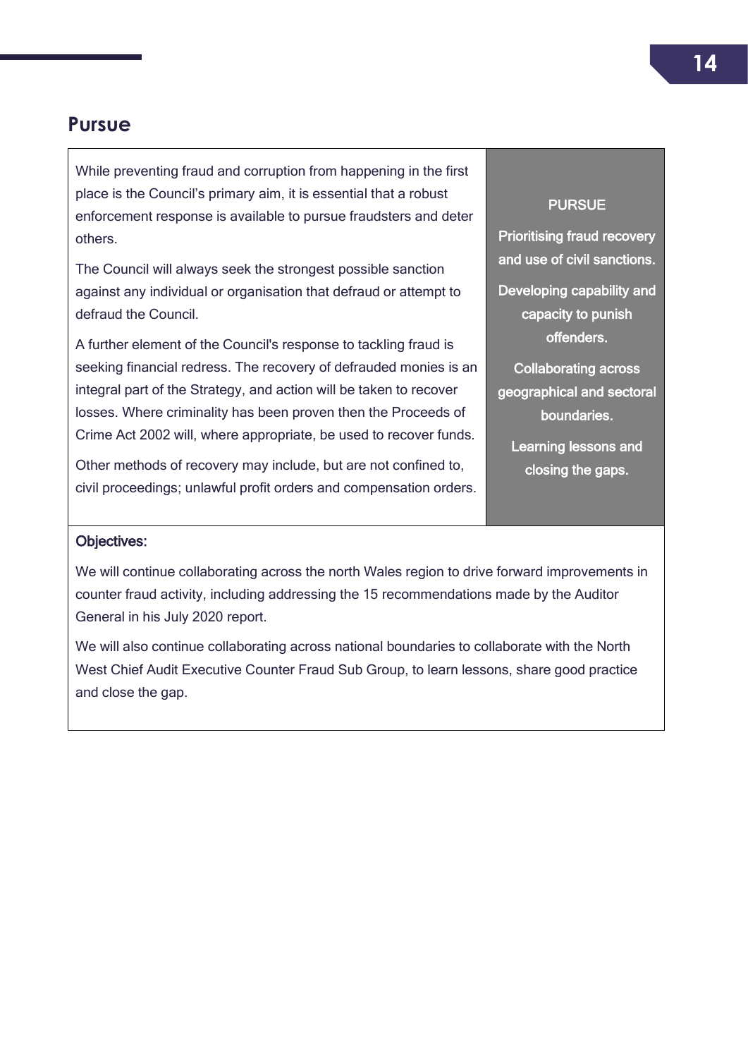## Pursue

While preventing fraud and corruption from happening in the first place is the Council's primary aim, it is essential that a robust enforcement response is available to pursue fraudsters and deter others.

The Council will always seek the strongest possible sanction against any individual or organisation that defraud or attempt to defraud the Council.

A further element of the Council's response to tackling fraud is seeking financial redress. The recovery of defrauded monies is an integral part of the Strategy, and action will be taken to recover losses. Where criminality has been proven then the Proceeds of Crime Act 2002 will, where appropriate, be used to recover funds.

Other methods of recovery may include, but are not confined to, civil proceedings; unlawful profit orders and compensation orders.

**PURSUE**

**Prioritising fraud recovery and use of civil sanctions.**

**Developing capability and capacity to punish offenders.**

**Collaborating across geographical and sectoral boundaries.**

**Learning lessons and closing the gaps.**

**Objectives:**

We will continue collaborating across the north Wales region to drive forward improvements in counter fraud activity, including addressing the 15 recommendations made by the Auditor General in his July 2020 report.

We will also continue collaborating across national boundaries to collaborate with the North West Chief Audit Executive Counter Fraud Sub Group, to learn lessons, share good practice and close the gap.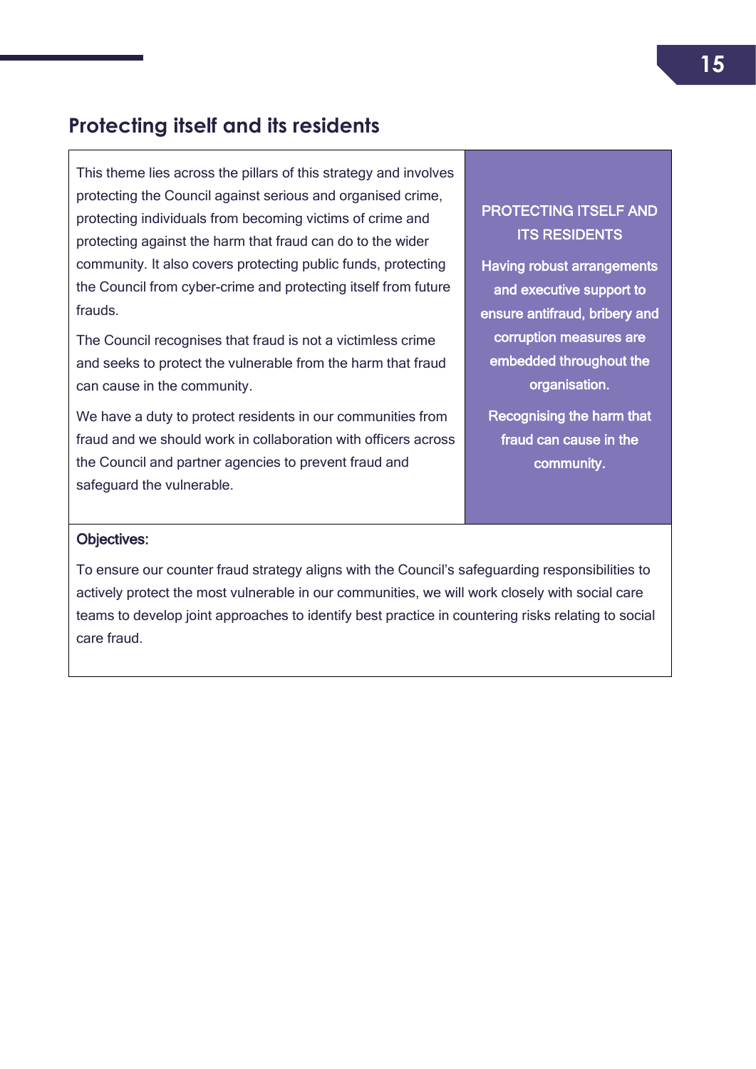## Protecting itself and its residents

| This theme lies across the pillars of this strategy and involves protecting the Council against serious and organised crime, protecting individuals from becoming victims of crime and protecting against the harm that fraud can do to the wider community. It also covers protecting public funds, protecting the Council from cyber-crime and protecting itself from future frauds.<br><br>The Council recognises that fraud is not a victimless crime and seeks to protect the vulnerable from the harm that fraud can cause in the community.<br><br>We have a duty to protect residents in our communities from fraud and we should work in collaboration with officers across the Council and partner agencies to prevent fraud and safeguard the vulnerable. | PROTECTING ITSELF AND ITS RESIDENTS<br><br>**Having robust arrangements and executive support to ensure antifraud, bribery and corruption measures are embedded throughout the organisation.**<br><br>**Recognising the harm that fraud can cause in the community.** |
|---|---|

**Objectives:**

To ensure our counter fraud strategy aligns with the Council's safeguarding responsibilities to actively protect the most vulnerable in our communities, we will work closely with social care teams to develop joint approaches to identify best practice in countering risks relating to social care fraud.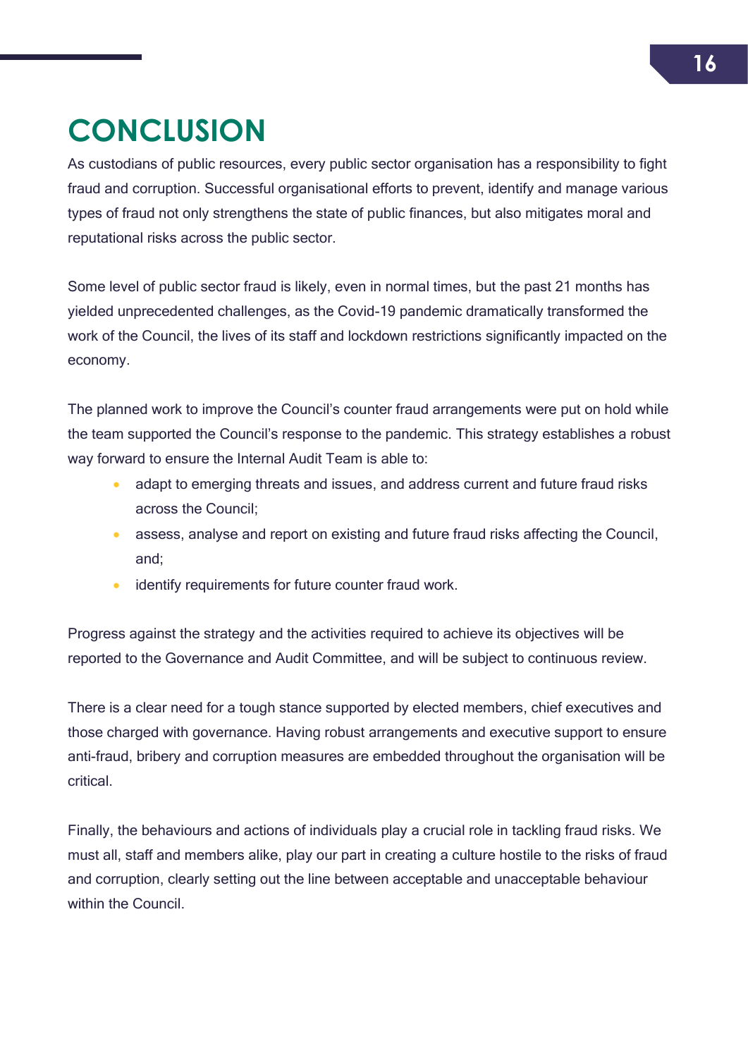# CONCLUSION

As custodians of public resources, every public sector organisation has a responsibility to fight fraud and corruption. Successful organisational efforts to prevent, identify and manage various types of fraud not only strengthens the state of public finances, but also mitigates moral and reputational risks across the public sector.

Some level of public sector fraud is likely, even in normal times, but the past 21 months has yielded unprecedented challenges, as the Covid-19 pandemic dramatically transformed the work of the Council, the lives of its staff and lockdown restrictions significantly impacted on the economy.

The planned work to improve the Council's counter fraud arrangements were put on hold while the team supported the Council's response to the pandemic. This strategy establishes a robust way forward to ensure the Internal Audit Team is able to:

- adapt to emerging threats and issues, and address current and future fraud risks across the Council;
- assess, analyse and report on existing and future fraud risks affecting the Council, and;
- identify requirements for future counter fraud work.

Progress against the strategy and the activities required to achieve its objectives will be reported to the Governance and Audit Committee, and will be subject to continuous review.

There is a clear need for a tough stance supported by elected members, chief executives and those charged with governance. Having robust arrangements and executive support to ensure anti-fraud, bribery and corruption measures are embedded throughout the organisation will be critical.

Finally, the behaviours and actions of individuals play a crucial role in tackling fraud risks. We must all, staff and members alike, play our part in creating a culture hostile to the risks of fraud and corruption, clearly setting out the line between acceptable and unacceptable behaviour within the Council.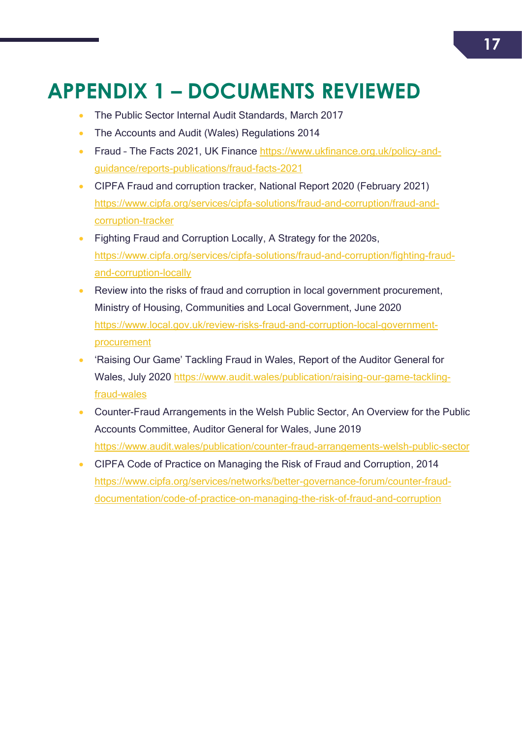# APPENDIX 1 – DOCUMENTS REVIEWED

- The Public Sector Internal Audit Standards, March 2017
- The Accounts and Audit (Wales) Regulations 2014
- Fraud – The Facts 2021, UK Finance https://www.ukfinance.org.uk/policy-and-guidance/reports-publications/fraud-facts-2021
- CIPFA Fraud and corruption tracker, National Report 2020 (February 2021) https://www.cipfa.org/services/cipfa-solutions/fraud-and-corruption/fraud-and-corruption-tracker
- Fighting Fraud and Corruption Locally, A Strategy for the 2020s, https://www.cipfa.org/services/cipfa-solutions/fraud-and-corruption/fighting-fraud-and-corruption-locally
- Review into the risks of fraud and corruption in local government procurement, Ministry of Housing, Communities and Local Government, June 2020 https://www.local.gov.uk/review-risks-fraud-and-corruption-local-government-procurement
- 'Raising Our Game' Tackling Fraud in Wales, Report of the Auditor General for Wales, July 2020 https://www.audit.wales/publication/raising-our-game-tackling-fraud-wales
- Counter-Fraud Arrangements in the Welsh Public Sector, An Overview for the Public Accounts Committee, Auditor General for Wales, June 2019 https://www.audit.wales/publication/counter-fraud-arrangements-welsh-public-sector
- CIPFA Code of Practice on Managing the Risk of Fraud and Corruption, 2014 https://www.cipfa.org/services/networks/better-governance-forum/counter-fraud-documentation/code-of-practice-on-managing-the-risk-of-fraud-and-corruption